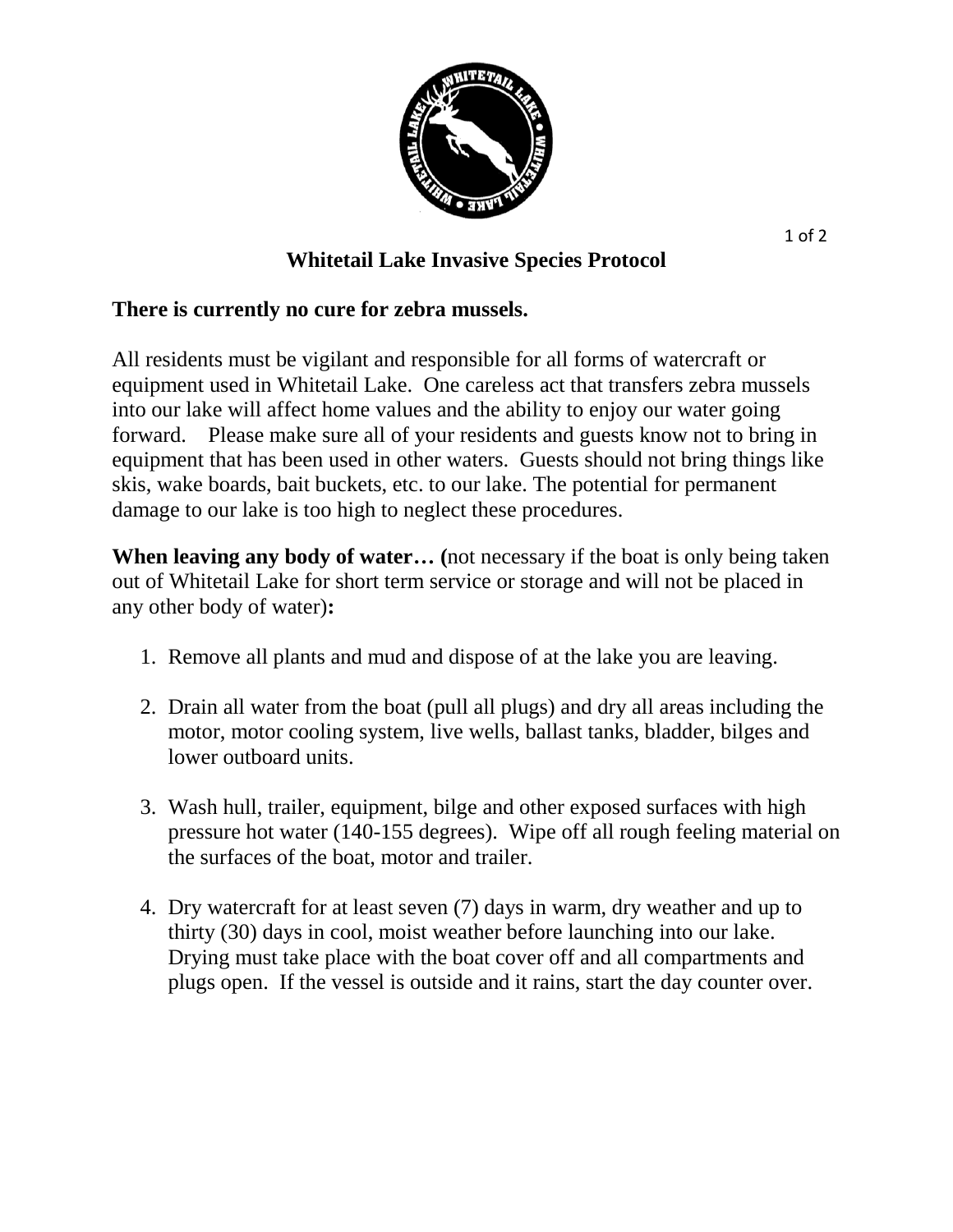# Whitetail Lake Invasive Species Protocol

**There is currently no cure for zebra mussels.**

All residents must be vigilant and responsible for all forms of watercraft or equipment used in Whitetail Lake. One careless act that transfers zebra mussels into our lake will affect home values and the ability to enjoy our water going forward. Please make sure all of your residents and guests know not to bring in equipment that has been used in other waters. Guests should not bring things like skis, wake boards, bait buckets, etc. to our lake. The potential for permanent damage to our lake is too high to neglect these procedures.

**When leaving any body of water… (**not necessary if the boat is only being taken out of Whitetail Lake for short term service or storage and will not be placed in any other body of water)**:**

1. Remove all plants and mud and dispose of at the lake you are leaving.
2. Drain all water from the boat (pull all plugs) and dry all areas including the motor, motor cooling system, live wells, ballast tanks, bladder, bilges and lower outboard units.
3. Wash hull, trailer, equipment, bilge and other exposed surfaces with high pressure hot water (140-155 degrees). Wipe off all rough feeling material on the surfaces of the boat, motor and trailer.
4. Dry watercraft for at least seven (7) days in warm, dry weather and up to thirty (30) days in cool, moist weather before launching into our lake. Drying must take place with the boat cover off and all compartments and plugs open. If the vessel is outside and it rains, start the day counter over.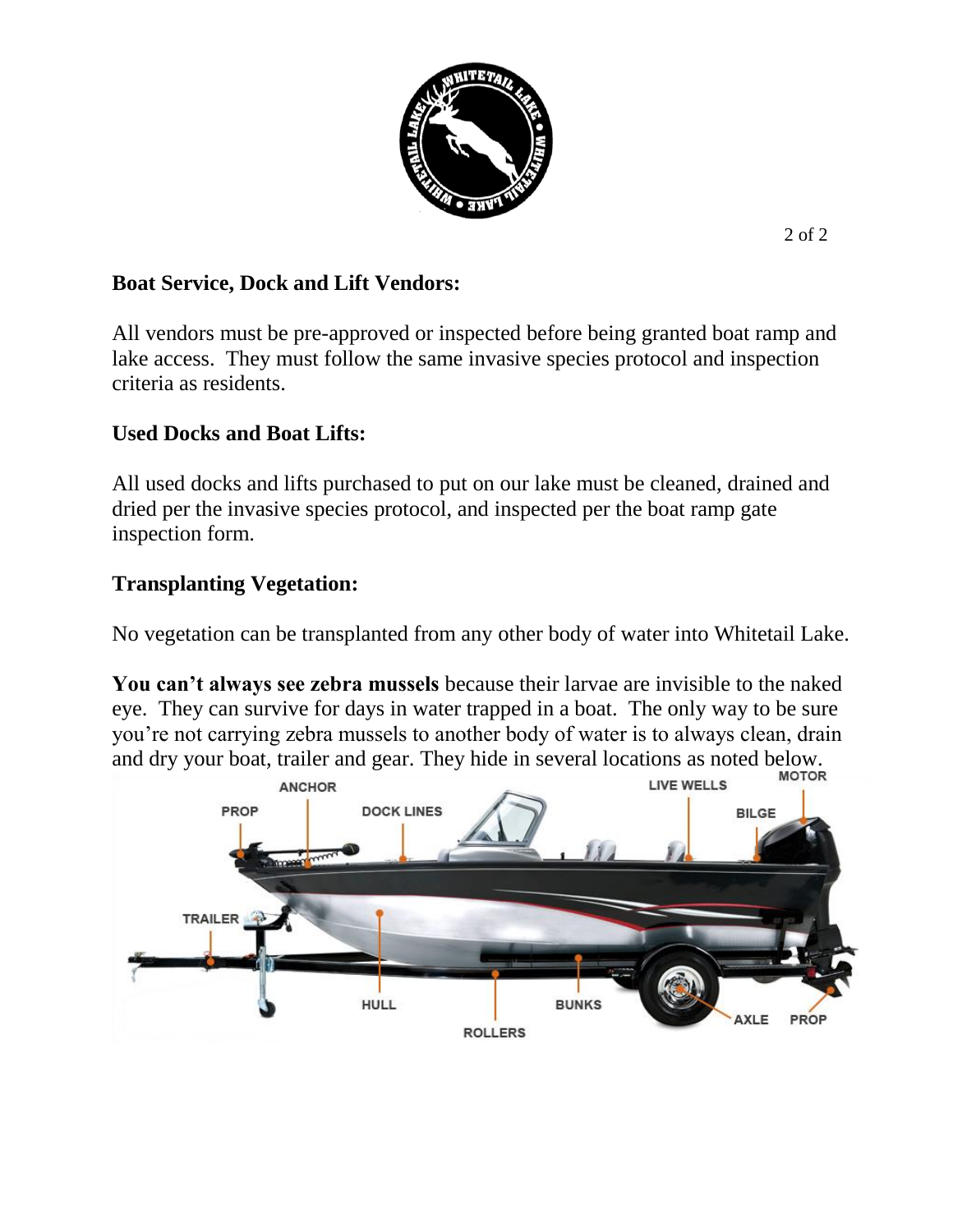**Boat Service, Dock and Lift Vendors:**

All vendors must be pre-approved or inspected before being granted boat ramp and lake access. They must follow the same invasive species protocol and inspection criteria as residents.

**Used Docks and Boat Lifts:**

All used docks and lifts purchased to put on our lake must be cleaned, drained and dried per the invasive species protocol, and inspected per the boat ramp gate inspection form.

**Transplanting Vegetation:**

No vegetation can be transplanted from any other body of water into Whitetail Lake.

**You can't always see zebra mussels** because their larvae are invisible to the naked eye. They can survive for days in water trapped in a boat. The only way to be sure you're not carrying zebra mussels to another body of water is to always clean, drain and dry your boat, trailer and gear. They hide in several locations as noted below.

ANCHOR
PROP
DOCK LINES
LIVE WELLS
MOTOR
BILGE
TRAILER
HULL
BUNKS
ROLLERS
AXLE
PROP